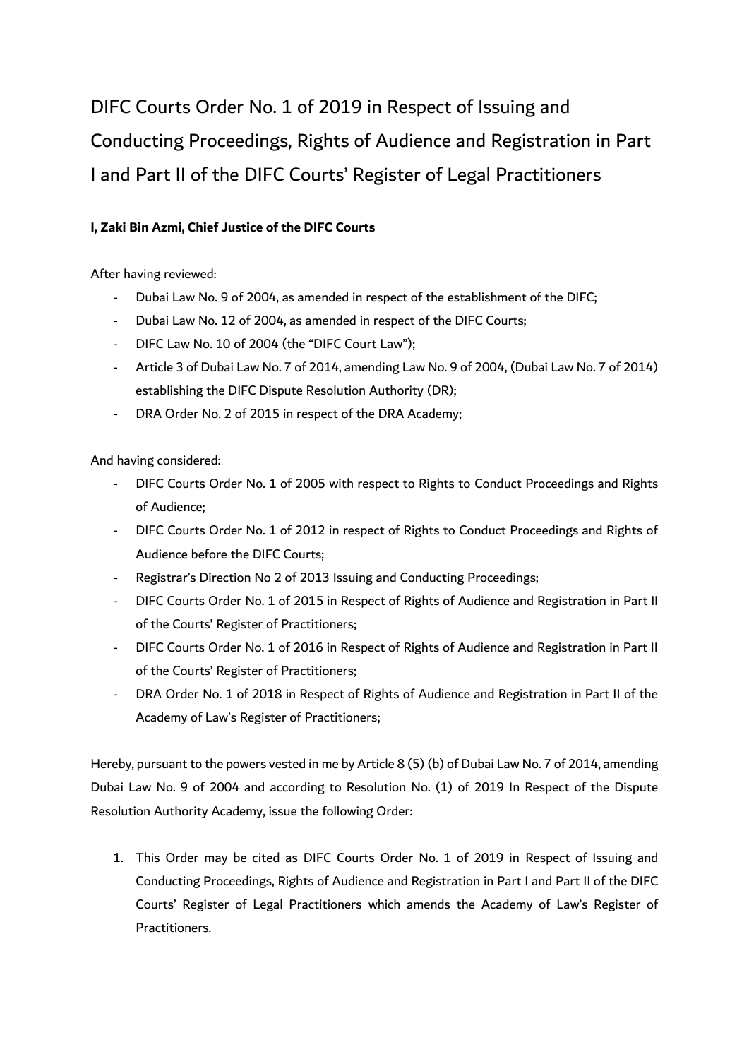# DIFC Courts Order No. 1 of 2019 in Respect of Issuing and Conducting Proceedings, Rights of Audience and Registration in Part I and Part II of the DIFC Courts' Register of Legal Practitioners

**I, Zaki Bin Azmi, Chief Justice of the DIFC Courts**

After having reviewed:

- Dubai Law No. 9 of 2004, as amended in respect of the establishment of the DIFC;
- Dubai Law No. 12 of 2004, as amended in respect of the DIFC Courts;
- DIFC Law No. 10 of 2004 (the "DIFC Court Law");
- Article 3 of Dubai Law No. 7 of 2014, amending Law No. 9 of 2004, (Dubai Law No. 7 of 2014) establishing the DIFC Dispute Resolution Authority (DR);
- DRA Order No. 2 of 2015 in respect of the DRA Academy;

And having considered:

- DIFC Courts Order No. 1 of 2005 with respect to Rights to Conduct Proceedings and Rights of Audience;
- DIFC Courts Order No. 1 of 2012 in respect of Rights to Conduct Proceedings and Rights of Audience before the DIFC Courts;
- Registrar's Direction No 2 of 2013 Issuing and Conducting Proceedings;
- DIFC Courts Order No. 1 of 2015 in Respect of Rights of Audience and Registration in Part II of the Courts' Register of Practitioners;
- DIFC Courts Order No. 1 of 2016 in Respect of Rights of Audience and Registration in Part II of the Courts' Register of Practitioners;
- DRA Order No. 1 of 2018 in Respect of Rights of Audience and Registration in Part II of the Academy of Law's Register of Practitioners;

Hereby, pursuant to the powers vested in me by Article 8 (5) (b) of Dubai Law No. 7 of 2014, amending Dubai Law No. 9 of 2004 and according to Resolution No. (1) of 2019 In Respect of the Dispute Resolution Authority Academy, issue the following Order:

1. This Order may be cited as DIFC Courts Order No. 1 of 2019 in Respect of Issuing and Conducting Proceedings, Rights of Audience and Registration in Part I and Part II of the DIFC Courts' Register of Legal Practitioners which amends the Academy of Law's Register of Practitioners.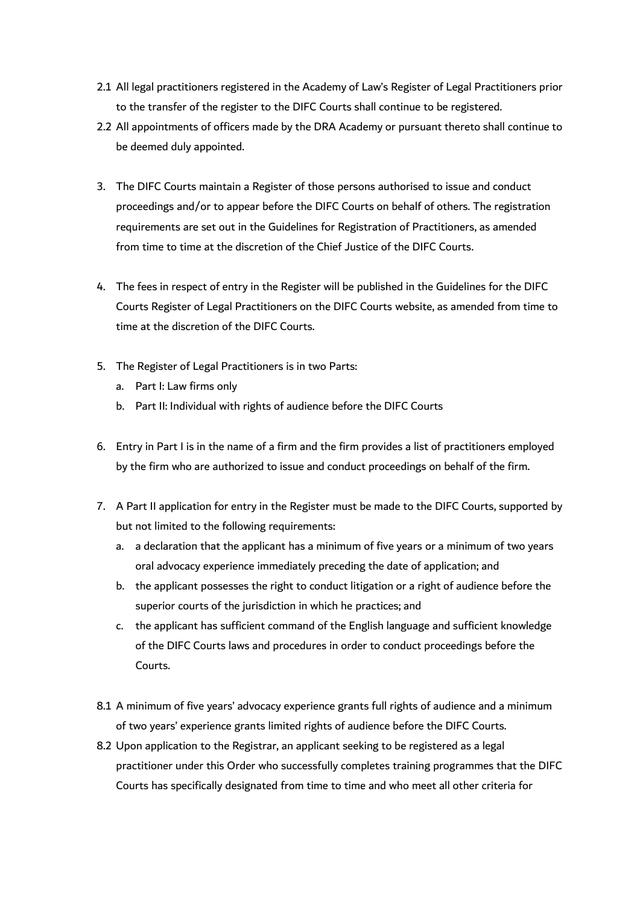2.1 All legal practitioners registered in the Academy of Law's Register of Legal Practitioners prior to the transfer of the register to the DIFC Courts shall continue to be registered.

2.2 All appointments of officers made by the DRA Academy or pursuant thereto shall continue to be deemed duly appointed.

3. The DIFC Courts maintain a Register of those persons authorised to issue and conduct proceedings and/or to appear before the DIFC Courts on behalf of others. The registration requirements are set out in the Guidelines for Registration of Practitioners, as amended from time to time at the discretion of the Chief Justice of the DIFC Courts.

4. The fees in respect of entry in the Register will be published in the Guidelines for the DIFC Courts Register of Legal Practitioners on the DIFC Courts website, as amended from time to time at the discretion of the DIFC Courts.

5. The Register of Legal Practitioners is in two Parts:
   a. Part I: Law firms only
   b. Part II: Individual with rights of audience before the DIFC Courts

6. Entry in Part I is in the name of a firm and the firm provides a list of practitioners employed by the firm who are authorized to issue and conduct proceedings on behalf of the firm.

7. A Part II application for entry in the Register must be made to the DIFC Courts, supported by but not limited to the following requirements:
   a. a declaration that the applicant has a minimum of five years or a minimum of two years oral advocacy experience immediately preceding the date of application; and
   b. the applicant possesses the right to conduct litigation or a right of audience before the superior courts of the jurisdiction in which he practices; and
   c. the applicant has sufficient command of the English language and sufficient knowledge of the DIFC Courts laws and procedures in order to conduct proceedings before the Courts.

8.1 A minimum of five years' advocacy experience grants full rights of audience and a minimum of two years' experience grants limited rights of audience before the DIFC Courts.

8.2 Upon application to the Registrar, an applicant seeking to be registered as a legal practitioner under this Order who successfully completes training programmes that the DIFC Courts has specifically designated from time to time and who meet all other criteria for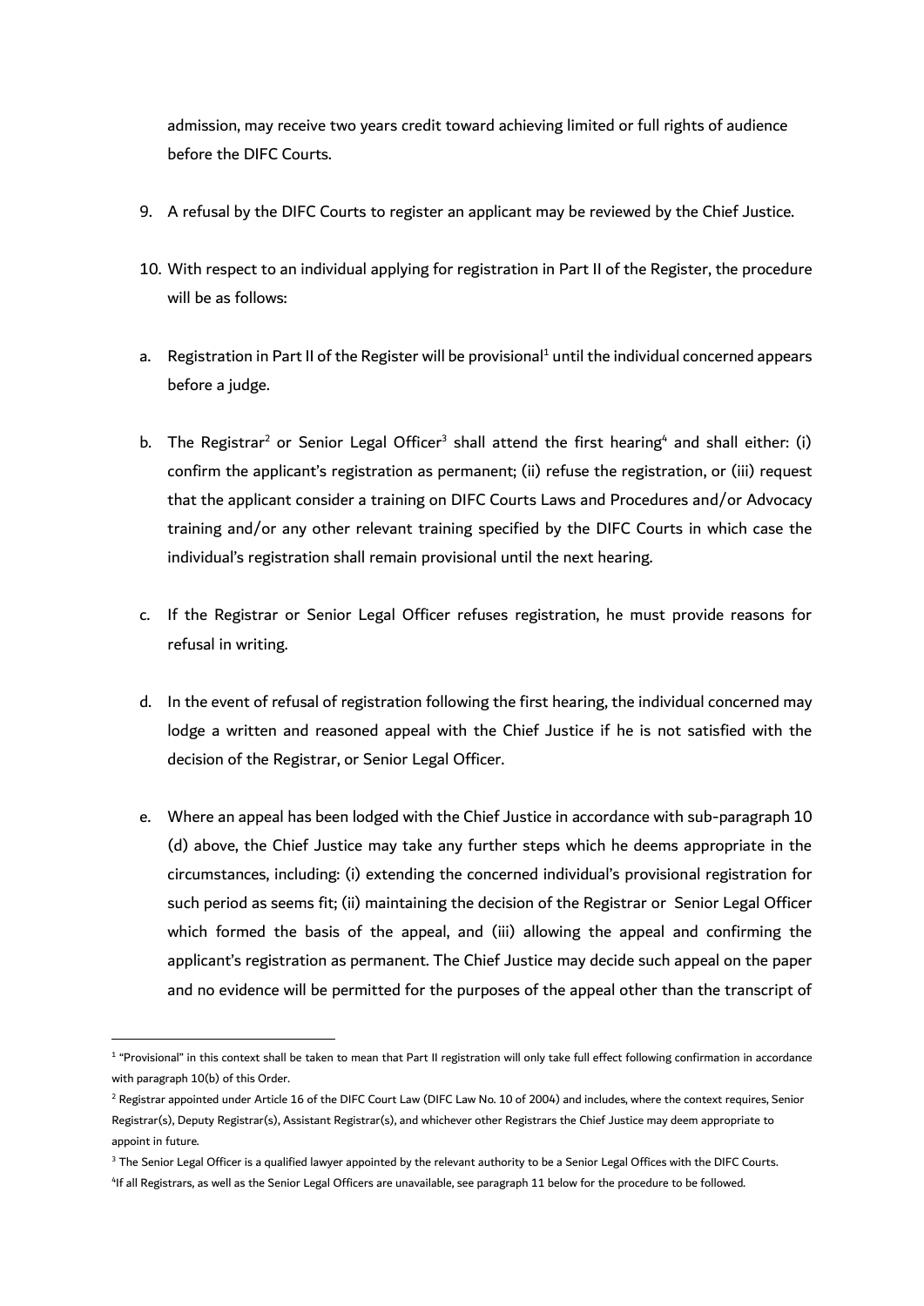admission, may receive two years credit toward achieving limited or full rights of audience before the DIFC Courts.

9. A refusal by the DIFC Courts to register an applicant may be reviewed by the Chief Justice.

10. With respect to an individual applying for registration in Part II of the Register, the procedure will be as follows:

a. Registration in Part II of the Register will be provisional[1] until the individual concerned appears before a judge.

b. The Registrar[2] or Senior Legal Officer[3] shall attend the first hearing[4] and shall either: (i) confirm the applicant's registration as permanent; (ii) refuse the registration, or (iii) request that the applicant consider a training on DIFC Courts Laws and Procedures and/or Advocacy training and/or any other relevant training specified by the DIFC Courts in which case the individual's registration shall remain provisional until the next hearing.

c. If the Registrar or Senior Legal Officer refuses registration, he must provide reasons for refusal in writing.

d. In the event of refusal of registration following the first hearing, the individual concerned may lodge a written and reasoned appeal with the Chief Justice if he is not satisfied with the decision of the Registrar, or Senior Legal Officer.

e. Where an appeal has been lodged with the Chief Justice in accordance with sub-paragraph 10 (d) above, the Chief Justice may take any further steps which he deems appropriate in the circumstances, including: (i) extending the concerned individual's provisional registration for such period as seems fit; (ii) maintaining the decision of the Registrar or Senior Legal Officer which formed the basis of the appeal, and (iii) allowing the appeal and confirming the applicant's registration as permanent. The Chief Justice may decide such appeal on the paper and no evidence will be permitted for the purposes of the appeal other than the transcript of

---

[1] "Provisional" in this context shall be taken to mean that Part II registration will only take full effect following confirmation in accordance with paragraph 10(b) of this Order.

[2] Registrar appointed under Article 16 of the DIFC Court Law (DIFC Law No. 10 of 2004) and includes, where the context requires, Senior Registrar(s), Deputy Registrar(s), Assistant Registrar(s), and whichever other Registrars the Chief Justice may deem appropriate to appoint in future.

[3] The Senior Legal Officer is a qualified lawyer appointed by the relevant authority to be a Senior Legal Offices with the DIFC Courts.

[4] If all Registrars, as well as the Senior Legal Officers are unavailable, see paragraph 11 below for the procedure to be followed.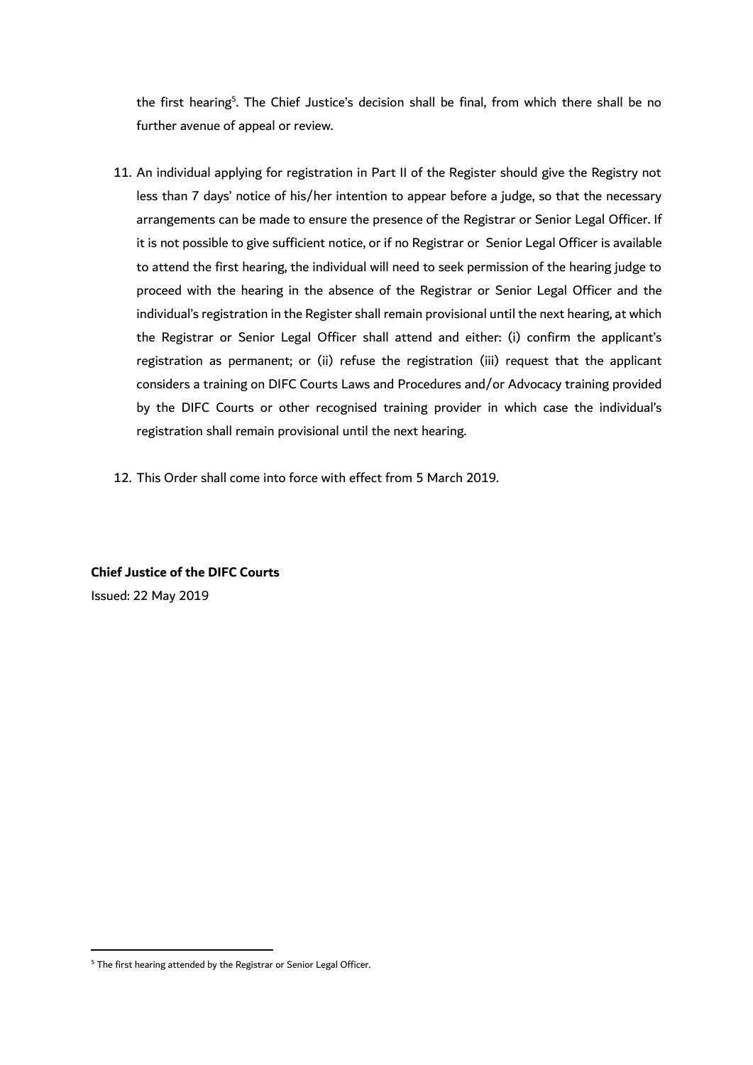the first hearing[5]. The Chief Justice's decision shall be final, from which there shall be no further avenue of appeal or review.

11. An individual applying for registration in Part II of the Register should give the Registry not less than 7 days' notice of his/her intention to appear before a judge, so that the necessary arrangements can be made to ensure the presence of the Registrar or Senior Legal Officer. If it is not possible to give sufficient notice, or if no Registrar or Senior Legal Officer is available to attend the first hearing, the individual will need to seek permission of the hearing judge to proceed with the hearing in the absence of the Registrar or Senior Legal Officer and the individual's registration in the Register shall remain provisional until the next hearing, at which the Registrar or Senior Legal Officer shall attend and either: (i) confirm the applicant's registration as permanent; or (ii) refuse the registration (iii) request that the applicant considers a training on DIFC Courts Laws and Procedures and/or Advocacy training provided by the DIFC Courts or other recognised training provider in which case the individual's registration shall remain provisional until the next hearing.

12. This Order shall come into force with effect from 5 March 2019.

**Chief Justice of the DIFC Courts**

Issued: 22 May 2019

[5] The first hearing attended by the Registrar or Senior Legal Officer.